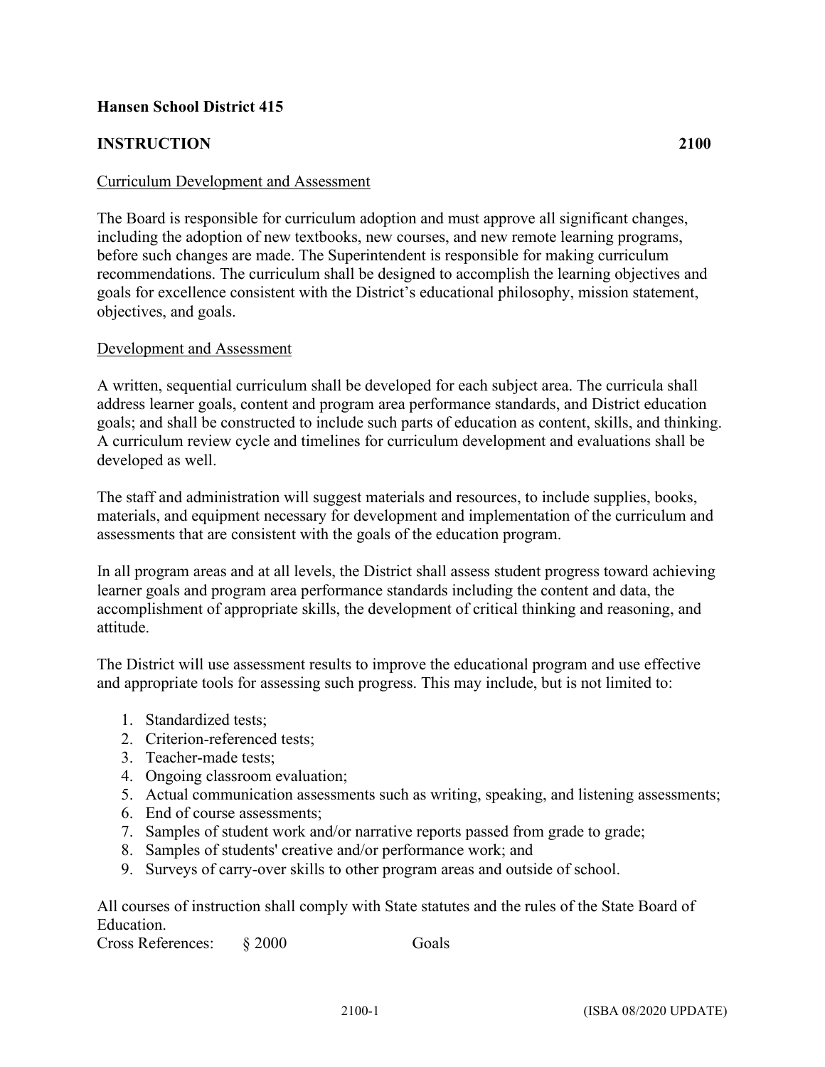**Hansen School District 415**

**INSTRUCTION 2100**

Curriculum Development and Assessment

The Board is responsible for curriculum adoption and must approve all significant changes, including the adoption of new textbooks, new courses, and new remote learning programs, before such changes are made. The Superintendent is responsible for making curriculum recommendations. The curriculum shall be designed to accomplish the learning objectives and goals for excellence consistent with the District's educational philosophy, mission statement, objectives, and goals.

Development and Assessment

A written, sequential curriculum shall be developed for each subject area. The curricula shall address learner goals, content and program area performance standards, and District education goals; and shall be constructed to include such parts of education as content, skills, and thinking. A curriculum review cycle and timelines for curriculum development and evaluations shall be developed as well.

The staff and administration will suggest materials and resources, to include supplies, books, materials, and equipment necessary for development and implementation of the curriculum and assessments that are consistent with the goals of the education program.

In all program areas and at all levels, the District shall assess student progress toward achieving learner goals and program area performance standards including the content and data, the accomplishment of appropriate skills, the development of critical thinking and reasoning, and attitude.

The District will use assessment results to improve the educational program and use effective and appropriate tools for assessing such progress. This may include, but is not limited to:

1. Standardized tests;
2. Criterion-referenced tests;
3. Teacher-made tests;
4. Ongoing classroom evaluation;
5. Actual communication assessments such as writing, speaking, and listening assessments;
6. End of course assessments;
7. Samples of student work and/or narrative reports passed from grade to grade;
8. Samples of students' creative and/or performance work; and
9. Surveys of carry-over skills to other program areas and outside of school.

All courses of instruction shall comply with State statutes and the rules of the State Board of Education.

Cross References: § 2000 Goals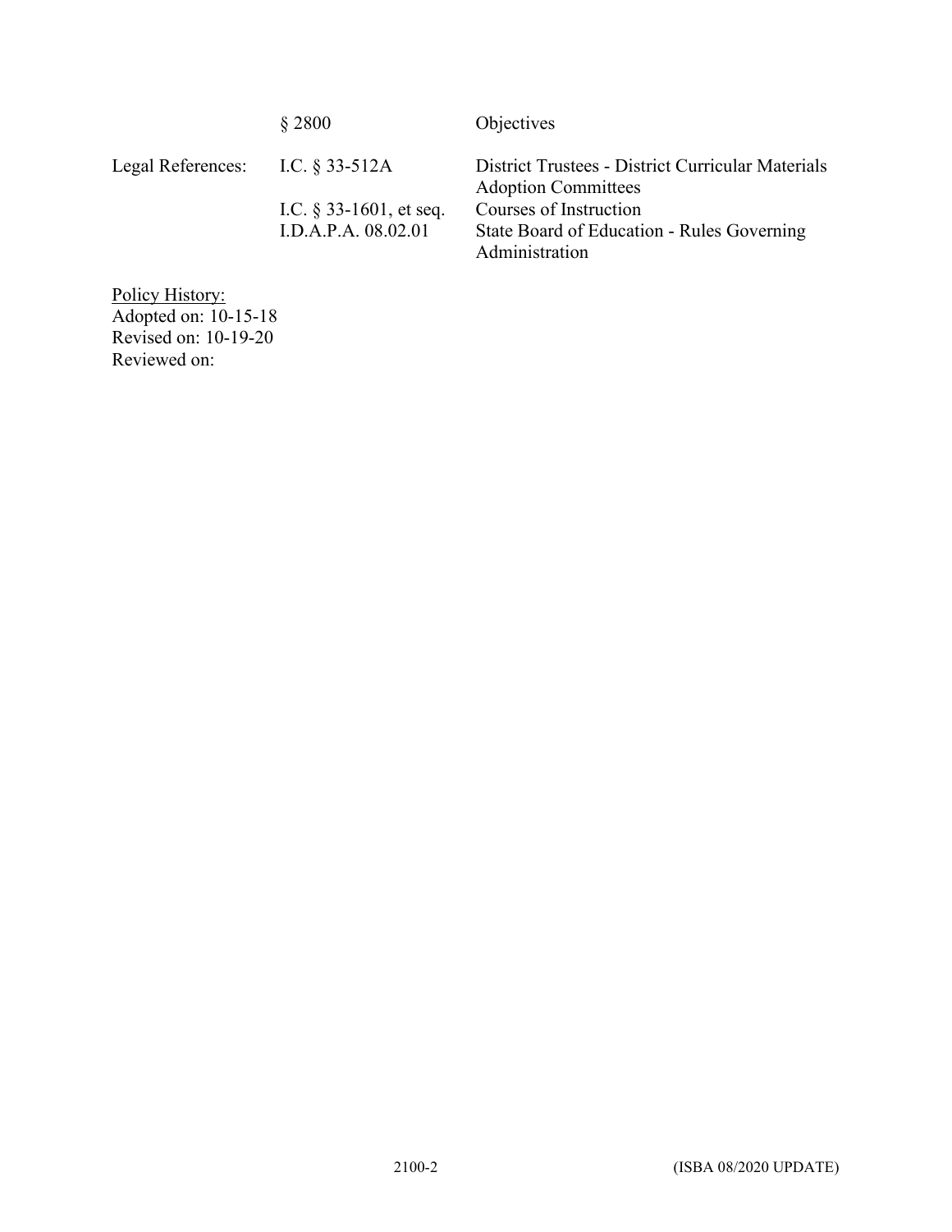| | | |
|---|---|---|
| | § 2800 | Objectives |
| Legal References: | I.C. § 33-512A | District Trustees - District Curricular Materials Adoption Committees |
| | I.C. § 33-1601, et seq. | Courses of Instruction |
| | I.D.A.P.A. 08.02.01 | State Board of Education - Rules Governing Administration |

<u>Policy History:</u>
Adopted on: 10-15-18
Revised on: 10-19-20
Reviewed on: